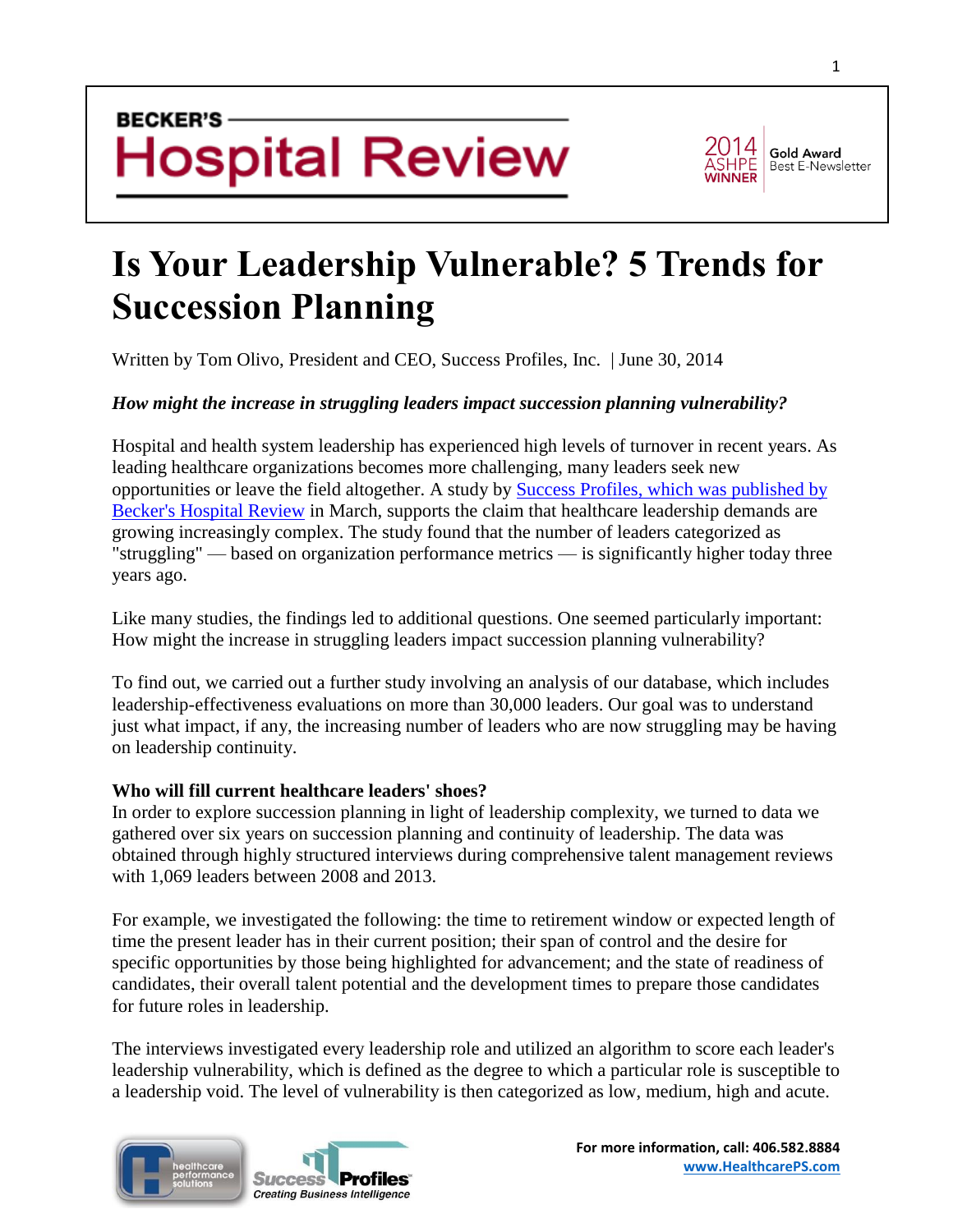BECKER'S

# Hospital Review

2014 ASHPE WINNER | Gold Award Best E-Newsletter

# Is Your Leadership Vulnerable? 5 Trends for Succession Planning

Written by Tom Olivo, President and CEO, Success Profiles, Inc. | June 30, 2014

***How might the increase in struggling leaders impact succession planning vulnerability?***

Hospital and health system leadership has experienced high levels of turnover in recent years. As leading healthcare organizations becomes more challenging, many leaders seek new opportunities or leave the field altogether. A study by Success Profiles, which was published by Becker's Hospital Review in March, supports the claim that healthcare leadership demands are growing increasingly complex. The study found that the number of leaders categorized as "struggling" — based on organization performance metrics — is significantly higher today three years ago.

Like many studies, the findings led to additional questions. One seemed particularly important: How might the increase in struggling leaders impact succession planning vulnerability?

To find out, we carried out a further study involving an analysis of our database, which includes leadership-effectiveness evaluations on more than 30,000 leaders. Our goal was to understand just what impact, if any, the increasing number of leaders who are now struggling may be having on leadership continuity.

**Who will fill current healthcare leaders' shoes?**

In order to explore succession planning in light of leadership complexity, we turned to data we gathered over six years on succession planning and continuity of leadership. The data was obtained through highly structured interviews during comprehensive talent management reviews with 1,069 leaders between 2008 and 2013.

For example, we investigated the following: the time to retirement window or expected length of time the present leader has in their current position; their span of control and the desire for specific opportunities by those being highlighted for advancement; and the state of readiness of candidates, their overall talent potential and the development times to prepare those candidates for future roles in leadership.

The interviews investigated every leadership role and utilized an algorithm to score each leader's leadership vulnerability, which is defined as the degree to which a particular role is susceptible to a leadership void. The level of vulnerability is then categorized as low, medium, high and acute.

For more information, call: 406.582.8884
www.HealthcarePS.com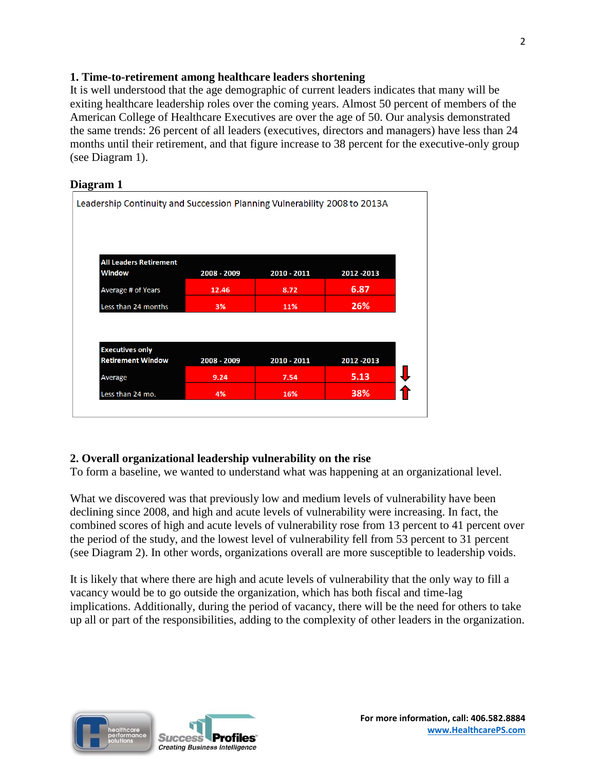## 1. Time-to-retirement among healthcare leaders shortening

It is well understood that the age demographic of current leaders indicates that many will be exiting healthcare leadership roles over the coming years. Almost 50 percent of members of the American College of Healthcare Executives are over the age of 50. Our analysis demonstrated the same trends: 26 percent of all leaders (executives, directors and managers) have less than 24 months until their retirement, and that figure increase to 38 percent for the executive-only group (see Diagram 1).

### Diagram 1

Leadership Continuity and Succession Planning Vulnerability 2008 to 2013A

| All Leaders Retirement Window | 2008 - 2009 | 2010 - 2011 | 2012 -2013 |
|---|---|---|---|
| Average # of Years | 12.46 | 8.72 | 6.87 |
| Less than 24 months | 3% | 11% | 26% |

| Executives only Retirement Window | 2008 - 2009 | 2010 - 2011 | 2012 -2013 | |
|---|---|---|---|---|
| Average | 9.24 | 7.54 | 5.13 | ⇩ |
| Less than 24 mo. | 4% | 16% | 38% | ⇧ |

## 2. Overall organizational leadership vulnerability on the rise

To form a baseline, we wanted to understand what was happening at an organizational level.

What we discovered was that previously low and medium levels of vulnerability have been declining since 2008, and high and acute levels of vulnerability were increasing. In fact, the combined scores of high and acute levels of vulnerability rose from 13 percent to 41 percent over the period of the study, and the lowest level of vulnerability fell from 53 percent to 31 percent (see Diagram 2). In other words, organizations overall are more susceptible to leadership voids.

It is likely that where there are high and acute levels of vulnerability that the only way to fill a vacancy would be to go outside the organization, which has both fiscal and time-lag implications. Additionally, during the period of vacancy, there will be the need for others to take up all or part of the responsibilities, adding to the complexity of other leaders in the organization.

For more information, call: 406.582.8884
www.HealthcarePS.com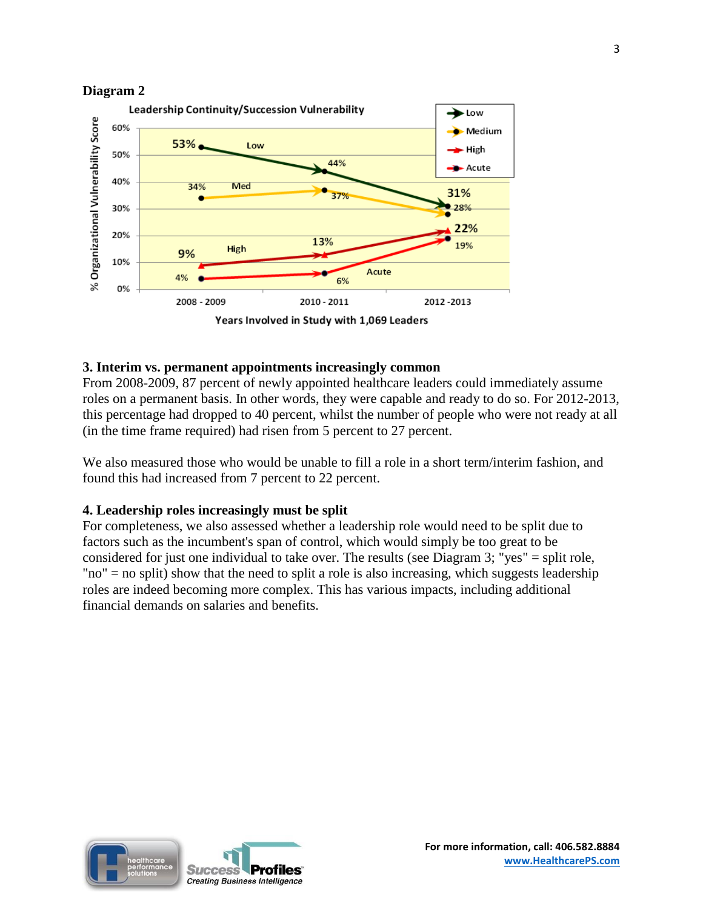**Diagram 2**

### 3. Interim vs. permanent appointments increasingly common

From 2008-2009, 87 percent of newly appointed healthcare leaders could immediately assume roles on a permanent basis. In other words, they were capable and ready to do so. For 2012-2013, this percentage had dropped to 40 percent, whilst the number of people who were not ready at all (in the time frame required) had risen from 5 percent to 27 percent.

We also measured those who would be unable to fill a role in a short term/interim fashion, and found this had increased from 7 percent to 22 percent.

### 4. Leadership roles increasingly must be split

For completeness, we also assessed whether a leadership role would need to be split due to factors such as the incumbent's span of control, which would simply be too great to be considered for just one individual to take over. The results (see Diagram 3; "yes" = split role, "no" = no split) show that the need to split a role is also increasing, which suggests leadership roles are indeed becoming more complex. This has various impacts, including additional financial demands on salaries and benefits.

**For more information, call: 406.582.8884**
**www.HealthcarePS.com**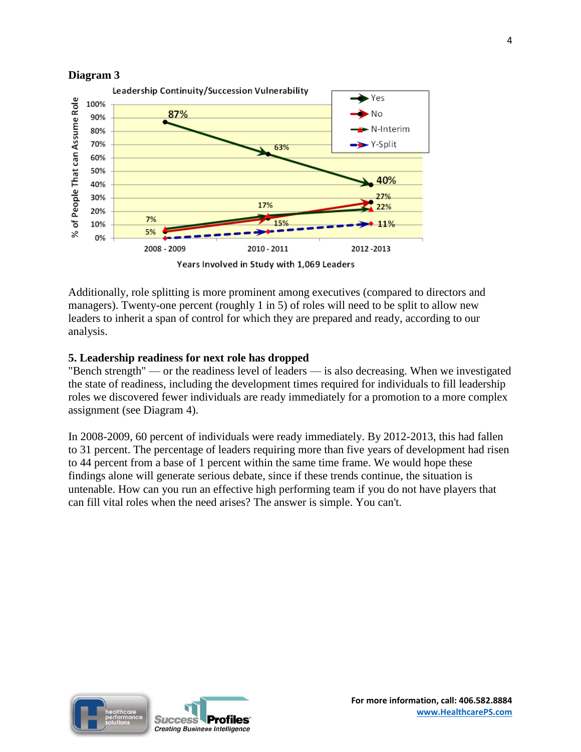**Diagram 3**

Leadership Continuity/Succession Vulnerability

| Years Involved in Study with 1,069 Leaders | Yes | No | N-Interim | Y-Split |
|---|---|---|---|---|
| 2008 - 2009 | 87% | 5% | 7% | 0% |
| 2010 - 2011 | 63% | 15% | 17% | 5% |
| 2012 -2013 | 40% | 27% | 22% | 11% |

Y-axis: % of People That can Assume Role

Additionally, role splitting is more prominent among executives (compared to directors and managers). Twenty-one percent (roughly 1 in 5) of roles will need to be split to allow new leaders to inherit a span of control for which they are prepared and ready, according to our analysis.

**5. Leadership readiness for next role has dropped**

"Bench strength" — or the readiness level of leaders — is also decreasing. When we investigated the state of readiness, including the development times required for individuals to fill leadership roles we discovered fewer individuals are ready immediately for a promotion to a more complex assignment (see Diagram 4).

In 2008-2009, 60 percent of individuals were ready immediately. By 2012-2013, this had fallen to 31 percent. The percentage of leaders requiring more than five years of development had risen to 44 percent from a base of 1 percent within the same time frame. We would hope these findings alone will generate serious debate, since if these trends continue, the situation is untenable. How can you run an effective high performing team if you do not have players that can fill vital roles when the need arises? The answer is simple. You can't.

For more information, call: 406.582.8884
www.HealthcarePS.com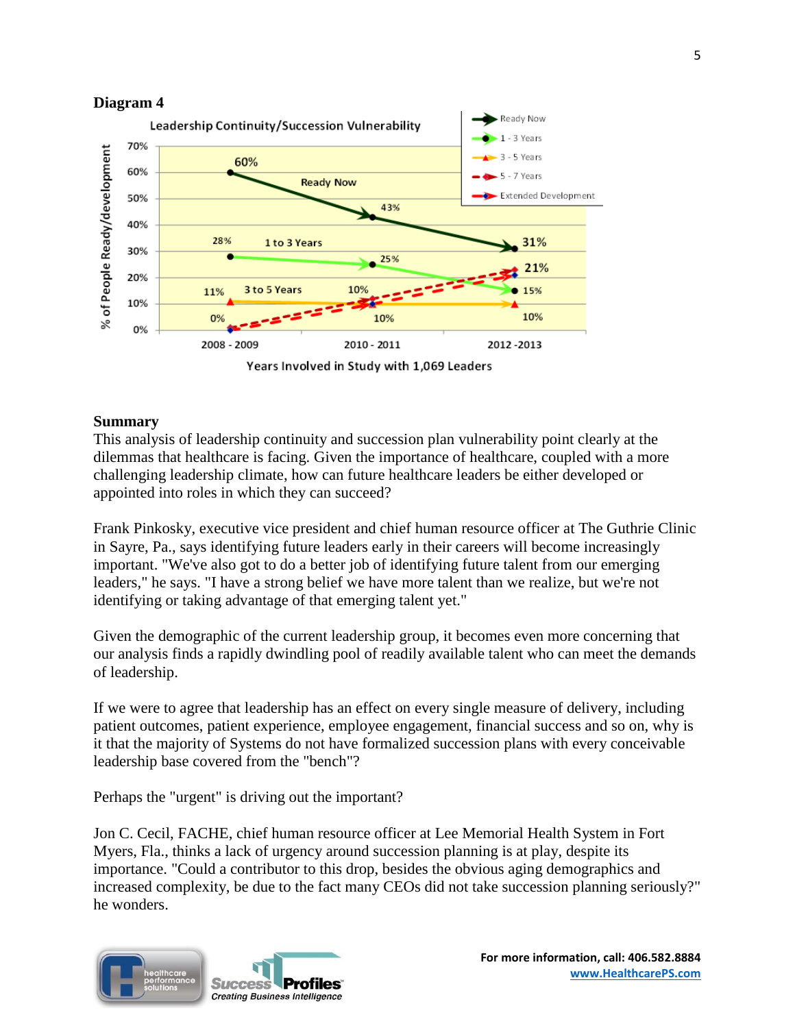**Diagram 4**

Leadership Continuity/Succession Vulnerability

| Years Involved in Study with 1,069 Leaders | Ready Now | 1 - 3 Years | 3 - 5 Years | 5 - 7 Years | Extended Development |
|---|---|---|---|---|---|
| 2008 - 2009 | 60% | 28% | 11% | 0% | 0% |
| 2010 - 2011 | 43% | 25% | 10% | 10% | 10% |
| 2012 -2013 | 31% | 15% | 10% | 21% | 21% |

% of People Ready/development

## Summary

This analysis of leadership continuity and succession plan vulnerability point clearly at the dilemmas that healthcare is facing. Given the importance of healthcare, coupled with a more challenging leadership climate, how can future healthcare leaders be either developed or appointed into roles in which they can succeed?

Frank Pinkosky, executive vice president and chief human resource officer at The Guthrie Clinic in Sayre, Pa., says identifying future leaders early in their careers will become increasingly important. "We've also got to do a better job of identifying future talent from our emerging leaders," he says. "I have a strong belief we have more talent than we realize, but we're not identifying or taking advantage of that emerging talent yet."

Given the demographic of the current leadership group, it becomes even more concerning that our analysis finds a rapidly dwindling pool of readily available talent who can meet the demands of leadership.

If we were to agree that leadership has an effect on every single measure of delivery, including patient outcomes, patient experience, employee engagement, financial success and so on, why is it that the majority of Systems do not have formalized succession plans with every conceivable leadership base covered from the "bench"?

Perhaps the "urgent" is driving out the important?

Jon C. Cecil, FACHE, chief human resource officer at Lee Memorial Health System in Fort Myers, Fla., thinks a lack of urgency around succession planning is at play, despite its importance. "Could a contributor to this drop, besides the obvious aging demographics and increased complexity, be due to the fact many CEOs did not take succession planning seriously?" he wonders.

**For more information, call: 406.582.8884**
**www.HealthcarePS.com**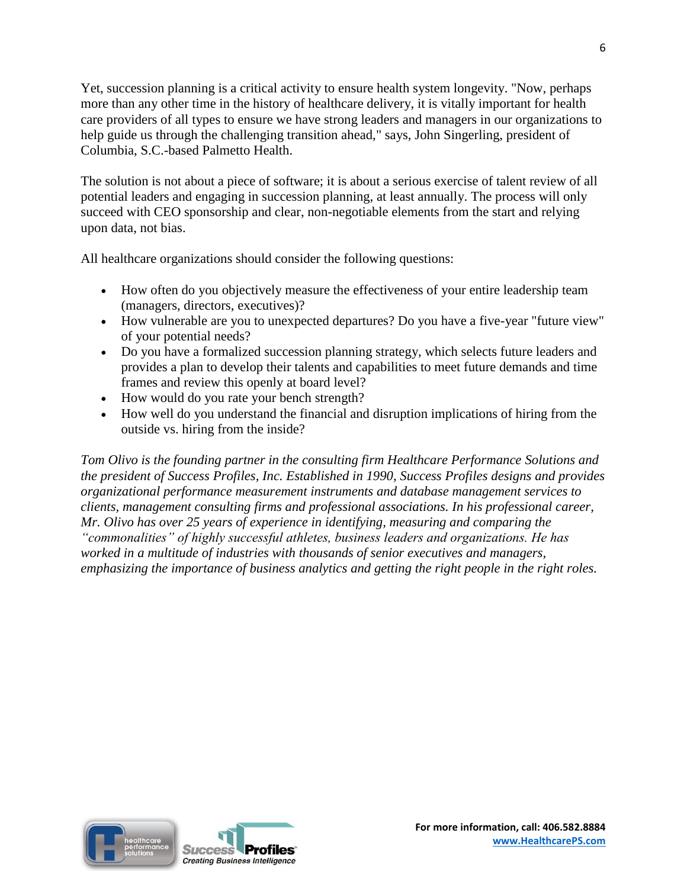Yet, succession planning is a critical activity to ensure health system longevity. "Now, perhaps more than any other time in the history of healthcare delivery, it is vitally important for health care providers of all types to ensure we have strong leaders and managers in our organizations to help guide us through the challenging transition ahead," says, John Singerling, president of Columbia, S.C.-based Palmetto Health.

The solution is not about a piece of software; it is about a serious exercise of talent review of all potential leaders and engaging in succession planning, at least annually. The process will only succeed with CEO sponsorship and clear, non-negotiable elements from the start and relying upon data, not bias.

All healthcare organizations should consider the following questions:

- How often do you objectively measure the effectiveness of your entire leadership team (managers, directors, executives)?
- How vulnerable are you to unexpected departures? Do you have a five-year "future view" of your potential needs?
- Do you have a formalized succession planning strategy, which selects future leaders and provides a plan to develop their talents and capabilities to meet future demands and time frames and review this openly at board level?
- How would do you rate your bench strength?
- How well do you understand the financial and disruption implications of hiring from the outside vs. hiring from the inside?

*Tom Olivo is the founding partner in the consulting firm Healthcare Performance Solutions and the president of Success Profiles, Inc. Established in 1990, Success Profiles designs and provides organizational performance measurement instruments and database management services to clients, management consulting firms and professional associations. In his professional career, Mr. Olivo has over 25 years of experience in identifying, measuring and comparing the "commonalities" of highly successful athletes, business leaders and organizations. He has worked in a multitude of industries with thousands of senior executives and managers, emphasizing the importance of business analytics and getting the right people in the right roles.*

healthcare performance solutions

Success Profiles
Creating Business Intelligence

**For more information, call: 406.582.8884**
**www.HealthcarePS.com**